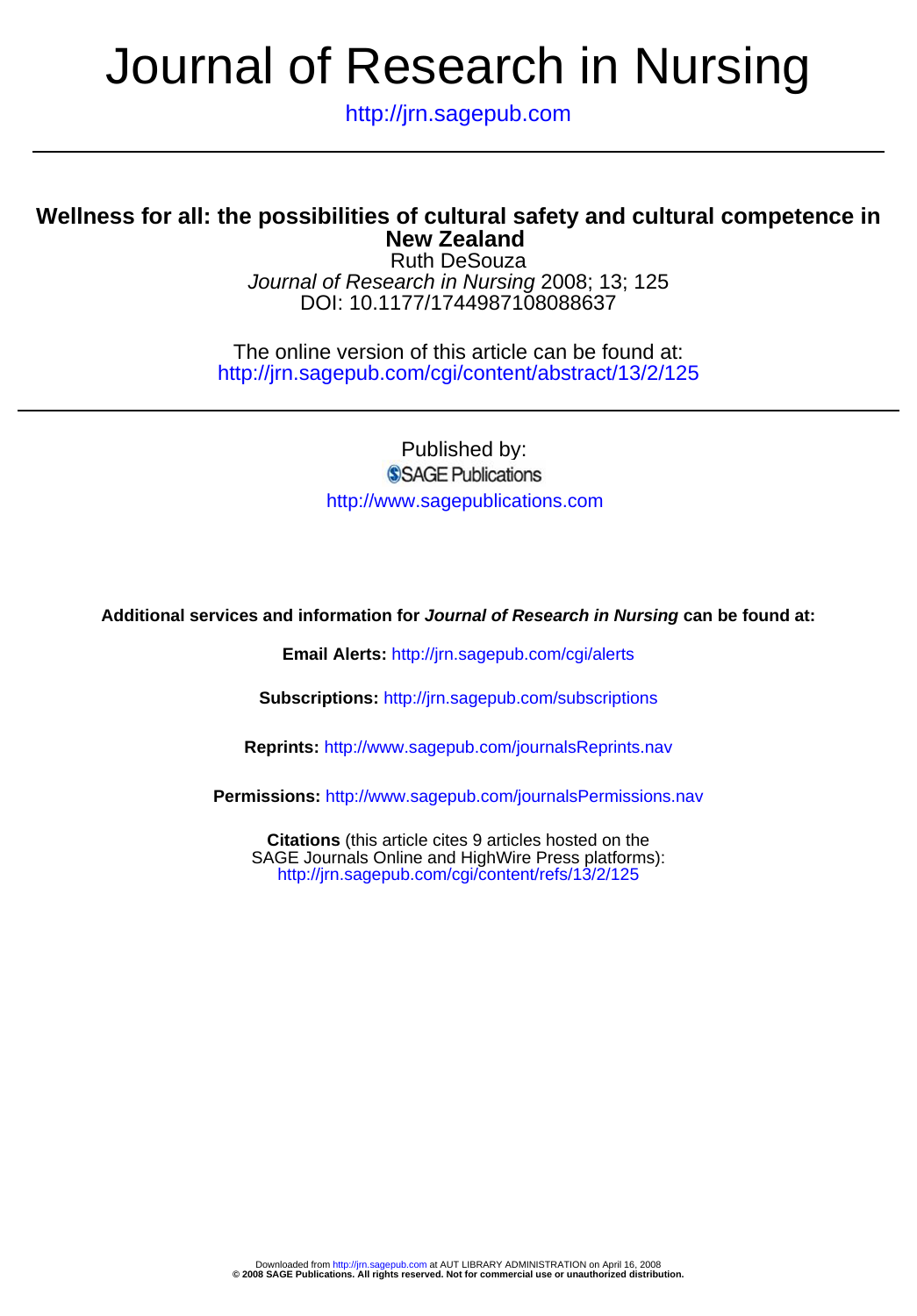# Journal of Research in Nursing

http://jrn.sagepub.com

## Wellness for all: the possibilities of cultural safety and cultural competence in New Zealand

Ruth DeSouza

*Journal of Research in Nursing* 2008; 13; 125

DOI: 10.1177/1744987108088637

The online version of this article can be found at:
http://jrn.sagepub.com/cgi/content/abstract/13/2/125

Published by:

SAGE Publications

http://www.sagepublications.com

**Additional services and information for *Journal of Research in Nursing* can be found at:**

**Email Alerts:** http://jrn.sagepub.com/cgi/alerts

**Subscriptions:** http://jrn.sagepub.com/subscriptions

**Reprints:** http://www.sagepub.com/journalsReprints.nav

**Permissions:** http://www.sagepub.com/journalsPermissions.nav

**Citations** (this article cites 9 articles hosted on the SAGE Journals Online and HighWire Press platforms):
http://jrn.sagepub.com/cgi/content/refs/13/2/125

Downloaded from http://jrn.sagepub.com at AUT LIBRARY ADMINISTRATION on April 16, 2008
**© 2008 SAGE Publications. All rights reserved. Not for commercial use or unauthorized distribution.**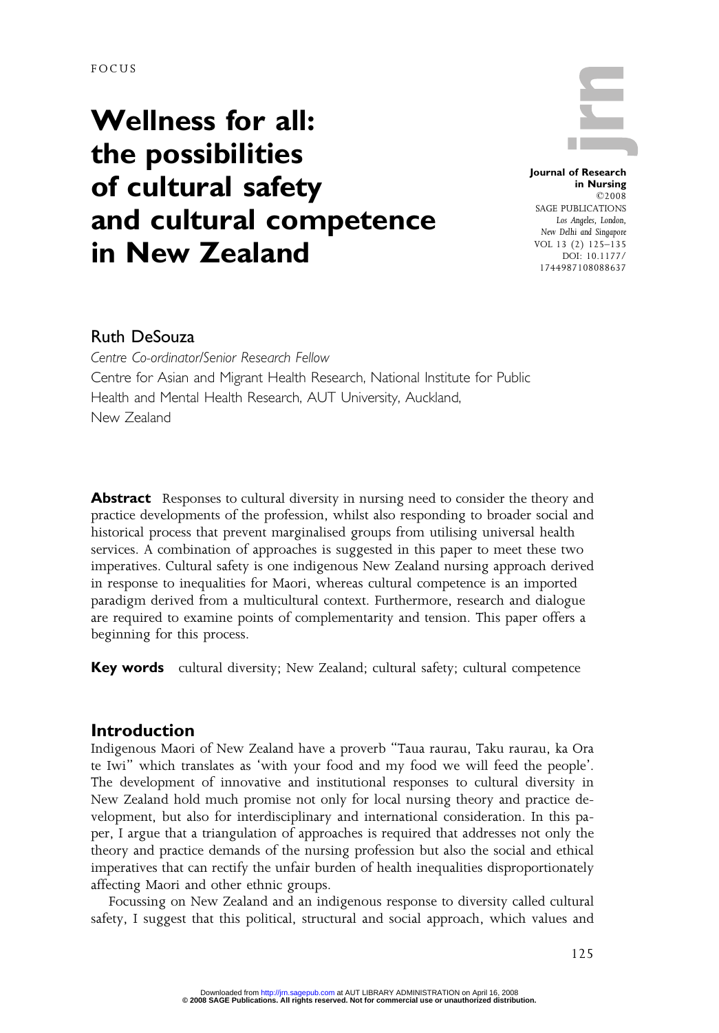FOCUS

# Wellness for all: the possibilities of cultural safety and cultural competence in New Zealand

**Journal of Research in Nursing**
©2008
SAGE PUBLICATIONS
*Los Angeles, London, New Delhi and Singapore*
VOL 13 (2) 125–135
DOI: 10.1177/1744987108088637

Ruth DeSouza

*Centre Co-ordinator/Senior Research Fellow*

Centre for Asian and Migrant Health Research, National Institute for Public Health and Mental Health Research, AUT University, Auckland, New Zealand

**Abstract** Responses to cultural diversity in nursing need to consider the theory and practice developments of the profession, whilst also responding to broader social and historical process that prevent marginalised groups from utilising universal health services. A combination of approaches is suggested in this paper to meet these two imperatives. Cultural safety is one indigenous New Zealand nursing approach derived in response to inequalities for Maori, whereas cultural competence is an imported paradigm derived from a multicultural context. Furthermore, research and dialogue are required to examine points of complementarity and tension. This paper offers a beginning for this process.

**Key words** cultural diversity; New Zealand; cultural safety; cultural competence

## Introduction

Indigenous Maori of New Zealand have a proverb "Taua raurau, Taku raurau, ka Ora te Iwi" which translates as 'with your food and my food we will feed the people'. The development of innovative and institutional responses to cultural diversity in New Zealand hold much promise not only for local nursing theory and practice development, but also for interdisciplinary and international consideration. In this paper, I argue that a triangulation of approaches is required that addresses not only the theory and practice demands of the nursing profession but also the social and ethical imperatives that can rectify the unfair burden of health inequalities disproportionately affecting Maori and other ethnic groups.

Focussing on New Zealand and an indigenous response to diversity called cultural safety, I suggest that this political, structural and social approach, which values and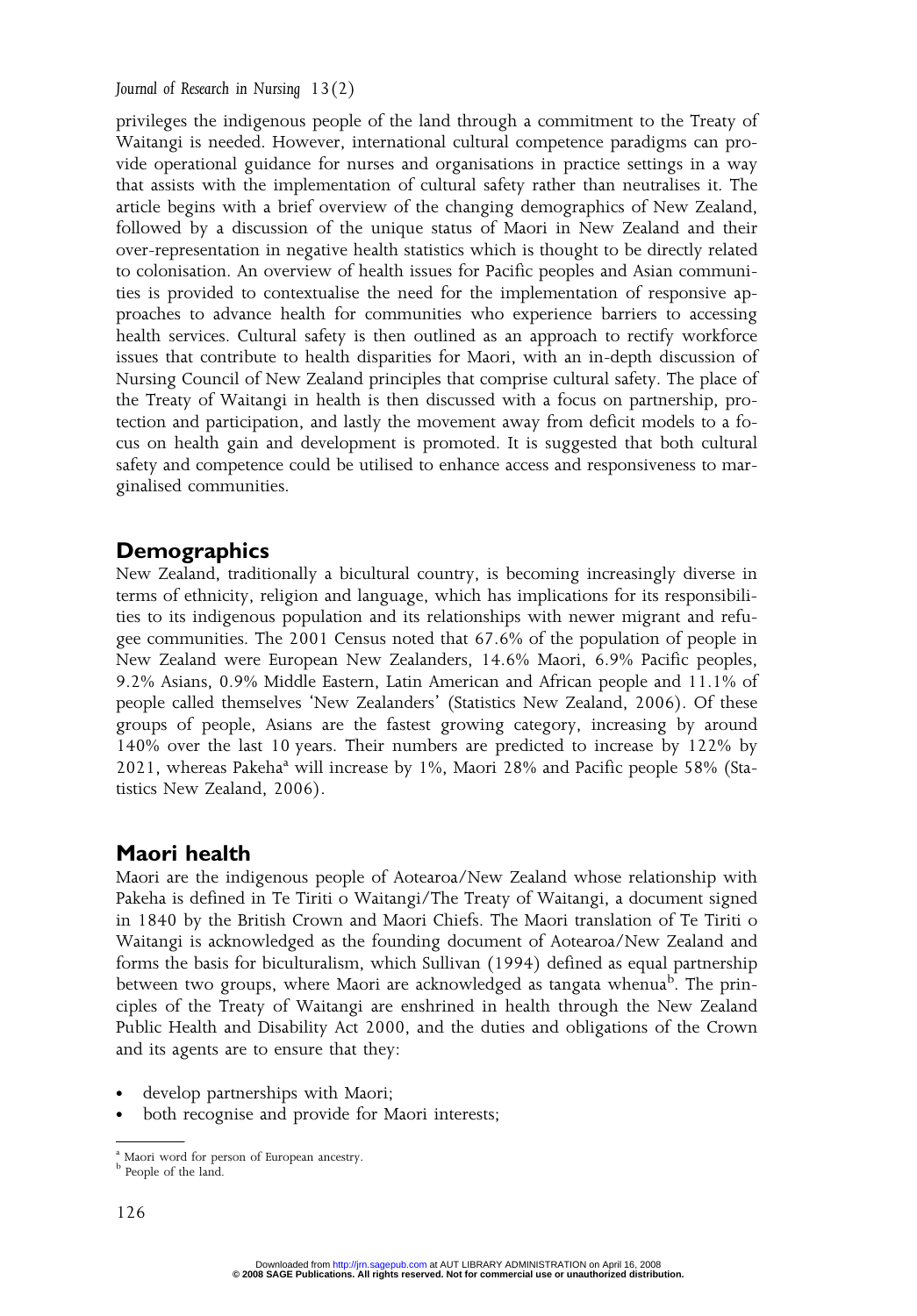privileges the indigenous people of the land through a commitment to the Treaty of Waitangi is needed. However, international cultural competence paradigms can provide operational guidance for nurses and organisations in practice settings in a way that assists with the implementation of cultural safety rather than neutralises it. The article begins with a brief overview of the changing demographics of New Zealand, followed by a discussion of the unique status of Maori in New Zealand and their over-representation in negative health statistics which is thought to be directly related to colonisation. An overview of health issues for Pacific peoples and Asian communities is provided to contextualise the need for the implementation of responsive approaches to advance health for communities who experience barriers to accessing health services. Cultural safety is then outlined as an approach to rectify workforce issues that contribute to health disparities for Maori, with an in-depth discussion of Nursing Council of New Zealand principles that comprise cultural safety. The place of the Treaty of Waitangi in health is then discussed with a focus on partnership, protection and participation, and lastly the movement away from deficit models to a focus on health gain and development is promoted. It is suggested that both cultural safety and competence could be utilised to enhance access and responsiveness to marginalised communities.

## Demographics

New Zealand, traditionally a bicultural country, is becoming increasingly diverse in terms of ethnicity, religion and language, which has implications for its responsibilities to its indigenous population and its relationships with newer migrant and refugee communities. The 2001 Census noted that 67.6% of the population of people in New Zealand were European New Zealanders, 14.6% Maori, 6.9% Pacific peoples, 9.2% Asians, 0.9% Middle Eastern, Latin American and African people and 11.1% of people called themselves 'New Zealanders' (Statistics New Zealand, 2006). Of these groups of people, Asians are the fastest growing category, increasing by around 140% over the last 10 years. Their numbers are predicted to increase by 122% by 2021, whereas Pakeha[a] will increase by 1%, Maori 28% and Pacific people 58% (Statistics New Zealand, 2006).

## Maori health

Maori are the indigenous people of Aotearoa/New Zealand whose relationship with Pakeha is defined in Te Tiriti o Waitangi/The Treaty of Waitangi, a document signed in 1840 by the British Crown and Maori Chiefs. The Maori translation of Te Tiriti o Waitangi is acknowledged as the founding document of Aotearoa/New Zealand and forms the basis for biculturalism, which Sullivan (1994) defined as equal partnership between two groups, where Maori are acknowledged as tangata whenua[b]. The principles of the Treaty of Waitangi are enshrined in health through the New Zealand Public Health and Disability Act 2000, and the duties and obligations of the Crown and its agents are to ensure that they:

- develop partnerships with Maori;
- both recognise and provide for Maori interests;

---

[a] Maori word for person of European ancestry.
[b] People of the land.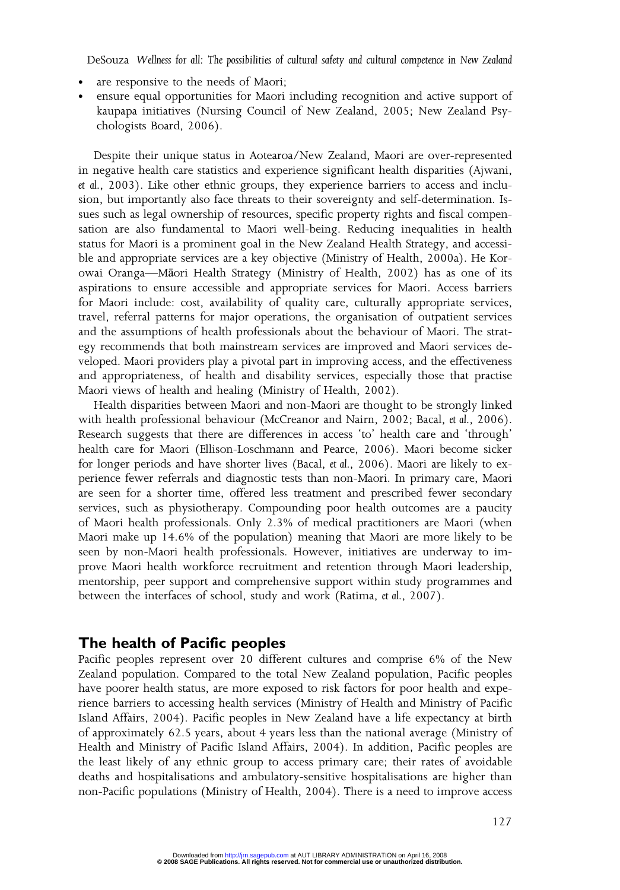- are responsive to the needs of Maori;
- ensure equal opportunities for Maori including recognition and active support of kaupapa initiatives (Nursing Council of New Zealand, 2005; New Zealand Psychologists Board, 2006).

Despite their unique status in Aotearoa/New Zealand, Maori are over-represented in negative health care statistics and experience significant health disparities (Ajwani, *et al.*, 2003). Like other ethnic groups, they experience barriers to access and inclusion, but importantly also face threats to their sovereignty and self-determination. Issues such as legal ownership of resources, specific property rights and fiscal compensation are also fundamental to Maori well-being. Reducing inequalities in health status for Maori is a prominent goal in the New Zealand Health Strategy, and accessible and appropriate services are a key objective (Ministry of Health, 2000a). He Korowai Oranga—Māori Health Strategy (Ministry of Health, 2002) has as one of its aspirations to ensure accessible and appropriate services for Maori. Access barriers for Maori include: cost, availability of quality care, culturally appropriate services, travel, referral patterns for major operations, the organisation of outpatient services and the assumptions of health professionals about the behaviour of Maori. The strategy recommends that both mainstream services are improved and Maori services developed. Maori providers play a pivotal part in improving access, and the effectiveness and appropriateness, of health and disability services, especially those that practise Maori views of health and healing (Ministry of Health, 2002).

Health disparities between Maori and non-Maori are thought to be strongly linked with health professional behaviour (McCreanor and Nairn, 2002; Bacal, *et al.*, 2006). Research suggests that there are differences in access 'to' health care and 'through' health care for Maori (Ellison-Loschmann and Pearce, 2006). Maori become sicker for longer periods and have shorter lives (Bacal, *et al.*, 2006). Maori are likely to experience fewer referrals and diagnostic tests than non-Maori. In primary care, Maori are seen for a shorter time, offered less treatment and prescribed fewer secondary services, such as physiotherapy. Compounding poor health outcomes are a paucity of Maori health professionals. Only 2.3% of medical practitioners are Maori (when Maori make up 14.6% of the population) meaning that Maori are more likely to be seen by non-Maori health professionals. However, initiatives are underway to improve Maori health workforce recruitment and retention through Maori leadership, mentorship, peer support and comprehensive support within study programmes and between the interfaces of school, study and work (Ratima, *et al.*, 2007).

## The health of Pacific peoples

Pacific peoples represent over 20 different cultures and comprise 6% of the New Zealand population. Compared to the total New Zealand population, Pacific peoples have poorer health status, are more exposed to risk factors for poor health and experience barriers to accessing health services (Ministry of Health and Ministry of Pacific Island Affairs, 2004). Pacific peoples in New Zealand have a life expectancy at birth of approximately 62.5 years, about 4 years less than the national average (Ministry of Health and Ministry of Pacific Island Affairs, 2004). In addition, Pacific peoples are the least likely of any ethnic group to access primary care; their rates of avoidable deaths and hospitalisations and ambulatory-sensitive hospitalisations are higher than non-Pacific populations (Ministry of Health, 2004). There is a need to improve access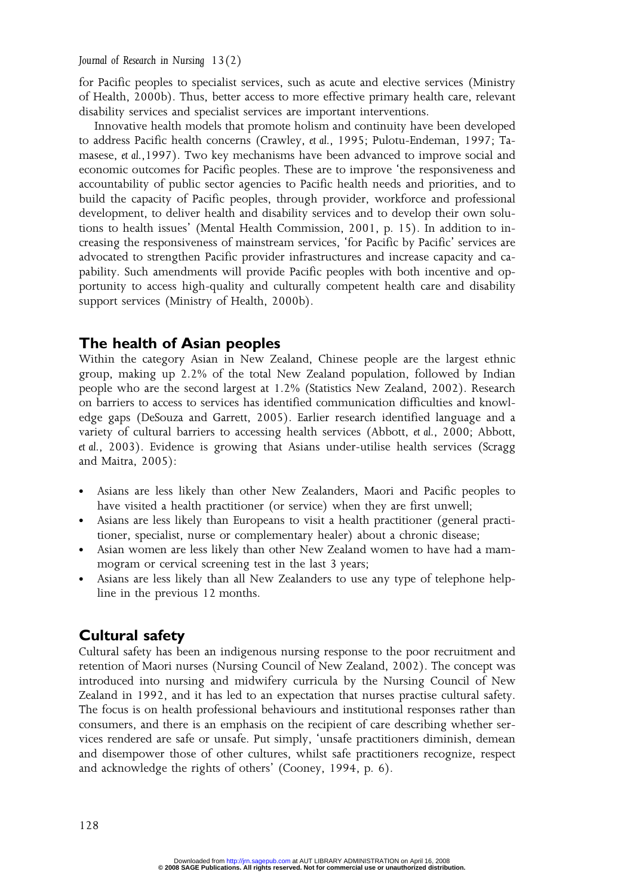for Pacific peoples to specialist services, such as acute and elective services (Ministry of Health, 2000b). Thus, better access to more effective primary health care, relevant disability services and specialist services are important interventions.

Innovative health models that promote holism and continuity have been developed to address Pacific health concerns (Crawley, *et al.*, 1995; Pulotu-Endeman, 1997; Tamasese, *et al.*,1997). Two key mechanisms have been advanced to improve social and economic outcomes for Pacific peoples. These are to improve 'the responsiveness and accountability of public sector agencies to Pacific health needs and priorities, and to build the capacity of Pacific peoples, through provider, workforce and professional development, to deliver health and disability services and to develop their own solutions to health issues' (Mental Health Commission, 2001, p. 15). In addition to increasing the responsiveness of mainstream services, 'for Pacific by Pacific' services are advocated to strengthen Pacific provider infrastructures and increase capacity and capability. Such amendments will provide Pacific peoples with both incentive and opportunity to access high-quality and culturally competent health care and disability support services (Ministry of Health, 2000b).

## The health of Asian peoples

Within the category Asian in New Zealand, Chinese people are the largest ethnic group, making up 2.2% of the total New Zealand population, followed by Indian people who are the second largest at 1.2% (Statistics New Zealand, 2002). Research on barriers to access to services has identified communication difficulties and knowledge gaps (DeSouza and Garrett, 2005). Earlier research identified language and a variety of cultural barriers to accessing health services (Abbott, *et al.*, 2000; Abbott, *et al.*, 2003). Evidence is growing that Asians under-utilise health services (Scragg and Maitra, 2005):

- Asians are less likely than other New Zealanders, Maori and Pacific peoples to have visited a health practitioner (or service) when they are first unwell;
- Asians are less likely than Europeans to visit a health practitioner (general practitioner, specialist, nurse or complementary healer) about a chronic disease;
- Asian women are less likely than other New Zealand women to have had a mammogram or cervical screening test in the last 3 years;
- Asians are less likely than all New Zealanders to use any type of telephone helpline in the previous 12 months.

## Cultural safety

Cultural safety has been an indigenous nursing response to the poor recruitment and retention of Maori nurses (Nursing Council of New Zealand, 2002). The concept was introduced into nursing and midwifery curricula by the Nursing Council of New Zealand in 1992, and it has led to an expectation that nurses practise cultural safety. The focus is on health professional behaviours and institutional responses rather than consumers, and there is an emphasis on the recipient of care describing whether services rendered are safe or unsafe. Put simply, 'unsafe practitioners diminish, demean and disempower those of other cultures, whilst safe practitioners recognize, respect and acknowledge the rights of others' (Cooney, 1994, p. 6).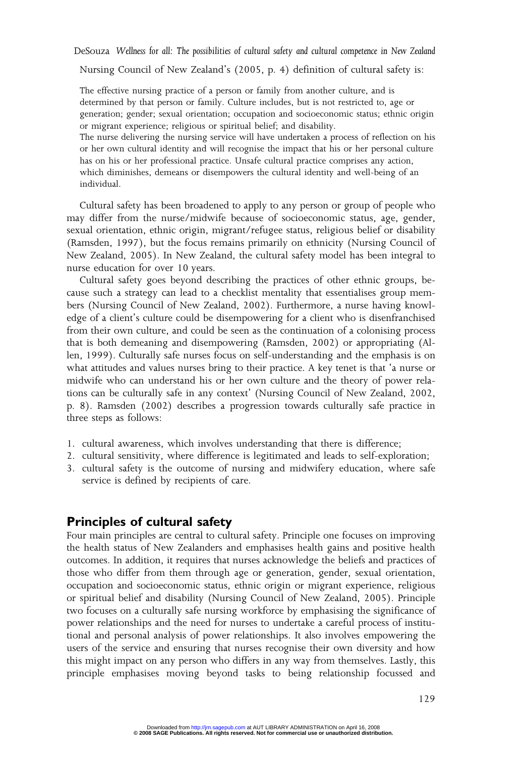Nursing Council of New Zealand's (2005, p. 4) definition of cultural safety is:

> The effective nursing practice of a person or family from another culture, and is determined by that person or family. Culture includes, but is not restricted to, age or generation; gender; sexual orientation; occupation and socioeconomic status; ethnic origin or migrant experience; religious or spiritual belief; and disability.
> The nurse delivering the nursing service will have undertaken a process of reflection on his or her own cultural identity and will recognise the impact that his or her personal culture has on his or her professional practice. Unsafe cultural practice comprises any action, which diminishes, demeans or disempowers the cultural identity and well-being of an individual.

Cultural safety has been broadened to apply to any person or group of people who may differ from the nurse/midwife because of socioeconomic status, age, gender, sexual orientation, ethnic origin, migrant/refugee status, religious belief or disability (Ramsden, 1997), but the focus remains primarily on ethnicity (Nursing Council of New Zealand, 2005). In New Zealand, the cultural safety model has been integral to nurse education for over 10 years.

Cultural safety goes beyond describing the practices of other ethnic groups, because such a strategy can lead to a checklist mentality that essentialises group members (Nursing Council of New Zealand, 2002). Furthermore, a nurse having knowledge of a client's culture could be disempowering for a client who is disenfranchised from their own culture, and could be seen as the continuation of a colonising process that is both demeaning and disempowering (Ramsden, 2002) or appropriating (Allen, 1999). Culturally safe nurses focus on self-understanding and the emphasis is on what attitudes and values nurses bring to their practice. A key tenet is that 'a nurse or midwife who can understand his or her own culture and the theory of power relations can be culturally safe in any context' (Nursing Council of New Zealand, 2002, p. 8). Ramsden (2002) describes a progression towards culturally safe practice in three steps as follows:

1. cultural awareness, which involves understanding that there is difference;
2. cultural sensitivity, where difference is legitimated and leads to self-exploration;
3. cultural safety is the outcome of nursing and midwifery education, where safe service is defined by recipients of care.

## Principles of cultural safety

Four main principles are central to cultural safety. Principle one focuses on improving the health status of New Zealanders and emphasises health gains and positive health outcomes. In addition, it requires that nurses acknowledge the beliefs and practices of those who differ from them through age or generation, gender, sexual orientation, occupation and socioeconomic status, ethnic origin or migrant experience, religious or spiritual belief and disability (Nursing Council of New Zealand, 2005). Principle two focuses on a culturally safe nursing workforce by emphasising the significance of power relationships and the need for nurses to undertake a careful process of institutional and personal analysis of power relationships. It also involves empowering the users of the service and ensuring that nurses recognise their own diversity and how this might impact on any person who differs in any way from themselves. Lastly, this principle emphasises moving beyond tasks to being relationship focussed and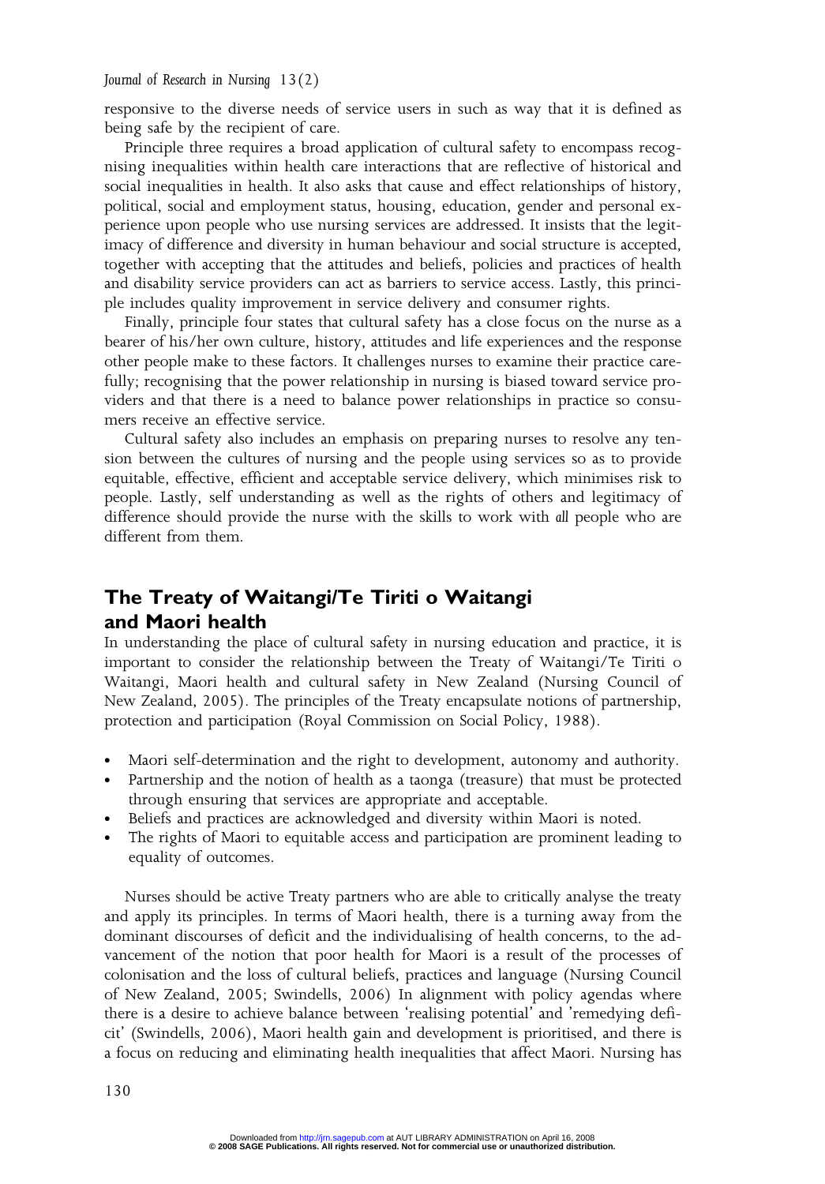responsive to the diverse needs of service users in such as way that it is defined as being safe by the recipient of care.

Principle three requires a broad application of cultural safety to encompass recognising inequalities within health care interactions that are reflective of historical and social inequalities in health. It also asks that cause and effect relationships of history, political, social and employment status, housing, education, gender and personal experience upon people who use nursing services are addressed. It insists that the legitimacy of difference and diversity in human behaviour and social structure is accepted, together with accepting that the attitudes and beliefs, policies and practices of health and disability service providers can act as barriers to service access. Lastly, this principle includes quality improvement in service delivery and consumer rights.

Finally, principle four states that cultural safety has a close focus on the nurse as a bearer of his/her own culture, history, attitudes and life experiences and the response other people make to these factors. It challenges nurses to examine their practice carefully; recognising that the power relationship in nursing is biased toward service providers and that there is a need to balance power relationships in practice so consumers receive an effective service.

Cultural safety also includes an emphasis on preparing nurses to resolve any tension between the cultures of nursing and the people using services so as to provide equitable, effective, efficient and acceptable service delivery, which minimises risk to people. Lastly, self understanding as well as the rights of others and legitimacy of difference should provide the nurse with the skills to work with *all* people who are different from them.

## The Treaty of Waitangi/Te Tiriti o Waitangi and Maori health

In understanding the place of cultural safety in nursing education and practice, it is important to consider the relationship between the Treaty of Waitangi/Te Tiriti o Waitangi, Maori health and cultural safety in New Zealand (Nursing Council of New Zealand, 2005). The principles of the Treaty encapsulate notions of partnership, protection and participation (Royal Commission on Social Policy, 1988).

- Maori self-determination and the right to development, autonomy and authority.
- Partnership and the notion of health as a taonga (treasure) that must be protected through ensuring that services are appropriate and acceptable.
- Beliefs and practices are acknowledged and diversity within Maori is noted.
- The rights of Maori to equitable access and participation are prominent leading to equality of outcomes.

Nurses should be active Treaty partners who are able to critically analyse the treaty and apply its principles. In terms of Maori health, there is a turning away from the dominant discourses of deficit and the individualising of health concerns, to the advancement of the notion that poor health for Maori is a result of the processes of colonisation and the loss of cultural beliefs, practices and language (Nursing Council of New Zealand, 2005; Swindells, 2006) In alignment with policy agendas where there is a desire to achieve balance between 'realising potential' and 'remedying deficit' (Swindells, 2006), Maori health gain and development is prioritised, and there is a focus on reducing and eliminating health inequalities that affect Maori. Nursing has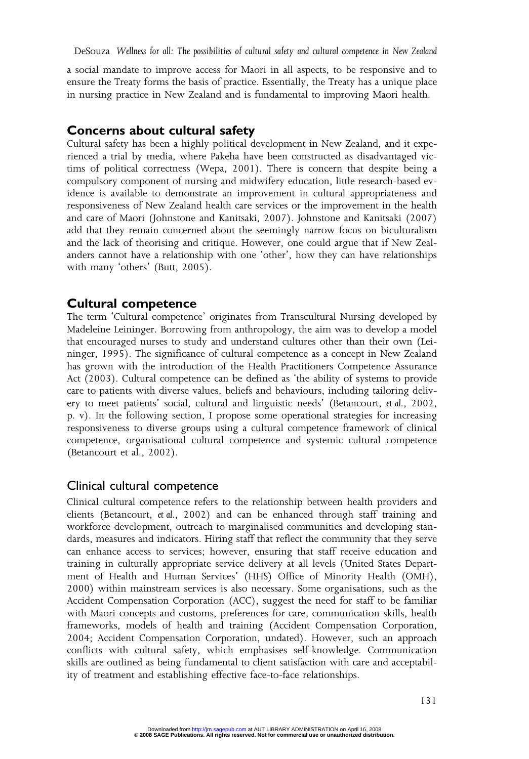a social mandate to improve access for Maori in all aspects, to be responsive and to ensure the Treaty forms the basis of practice. Essentially, the Treaty has a unique place in nursing practice in New Zealand and is fundamental to improving Maori health.

## Concerns about cultural safety

Cultural safety has been a highly political development in New Zealand, and it experienced a trial by media, where Pakeha have been constructed as disadvantaged victims of political correctness (Wepa, 2001). There is concern that despite being a compulsory component of nursing and midwifery education, little research-based evidence is available to demonstrate an improvement in cultural appropriateness and responsiveness of New Zealand health care services or the improvement in the health and care of Maori (Johnstone and Kanitsaki, 2007). Johnstone and Kanitsaki (2007) add that they remain concerned about the seemingly narrow focus on biculturalism and the lack of theorising and critique. However, one could argue that if New Zealanders cannot have a relationship with one 'other', how they can have relationships with many 'others' (Butt, 2005).

## Cultural competence

The term 'Cultural competence' originates from Transcultural Nursing developed by Madeleine Leininger. Borrowing from anthropology, the aim was to develop a model that encouraged nurses to study and understand cultures other than their own (Leininger, 1995). The significance of cultural competence as a concept in New Zealand has grown with the introduction of the Health Practitioners Competence Assurance Act (2003). Cultural competence can be defined as 'the ability of systems to provide care to patients with diverse values, beliefs and behaviours, including tailoring delivery to meet patients' social, cultural and linguistic needs' (Betancourt, *et al.*, 2002, p. v). In the following section, I propose some operational strategies for increasing responsiveness to diverse groups using a cultural competence framework of clinical competence, organisational cultural competence and systemic cultural competence (Betancourt et al., 2002).

### Clinical cultural competence

Clinical cultural competence refers to the relationship between health providers and clients (Betancourt, *et al.*, 2002) and can be enhanced through staff training and workforce development, outreach to marginalised communities and developing standards, measures and indicators. Hiring staff that reflect the community that they serve can enhance access to services; however, ensuring that staff receive education and training in culturally appropriate service delivery at all levels (United States Department of Health and Human Services' (HHS) Office of Minority Health (OMH), 2000) within mainstream services is also necessary. Some organisations, such as the Accident Compensation Corporation (ACC), suggest the need for staff to be familiar with Maori concepts and customs, preferences for care, communication skills, health frameworks, models of health and training (Accident Compensation Corporation, 2004; Accident Compensation Corporation, undated). However, such an approach conflicts with cultural safety, which emphasises self-knowledge. Communication skills are outlined as being fundamental to client satisfaction with care and acceptability of treatment and establishing effective face-to-face relationships.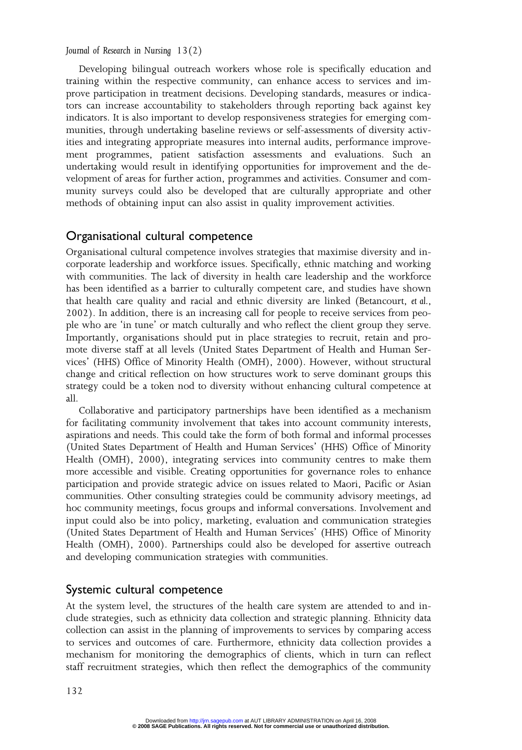Developing bilingual outreach workers whose role is specifically education and training within the respective community, can enhance access to services and improve participation in treatment decisions. Developing standards, measures or indicators can increase accountability to stakeholders through reporting back against key indicators. It is also important to develop responsiveness strategies for emerging communities, through undertaking baseline reviews or self-assessments of diversity activities and integrating appropriate measures into internal audits, performance improvement programmes, patient satisfaction assessments and evaluations. Such an undertaking would result in identifying opportunities for improvement and the development of areas for further action, programmes and activities. Consumer and community surveys could also be developed that are culturally appropriate and other methods of obtaining input can also assist in quality improvement activities.

## Organisational cultural competence

Organisational cultural competence involves strategies that maximise diversity and incorporate leadership and workforce issues. Specifically, ethnic matching and working with communities. The lack of diversity in health care leadership and the workforce has been identified as a barrier to culturally competent care, and studies have shown that health care quality and racial and ethnic diversity are linked (Betancourt, *et al.*, 2002). In addition, there is an increasing call for people to receive services from people who are 'in tune' or match culturally and who reflect the client group they serve. Importantly, organisations should put in place strategies to recruit, retain and promote diverse staff at all levels (United States Department of Health and Human Services' (HHS) Office of Minority Health (OMH), 2000). However, without structural change and critical reflection on how structures work to serve dominant groups this strategy could be a token nod to diversity without enhancing cultural competence at all.

Collaborative and participatory partnerships have been identified as a mechanism for facilitating community involvement that takes into account community interests, aspirations and needs. This could take the form of both formal and informal processes (United States Department of Health and Human Services' (HHS) Office of Minority Health (OMH), 2000), integrating services into community centres to make them more accessible and visible. Creating opportunities for governance roles to enhance participation and provide strategic advice on issues related to Maori, Pacific or Asian communities. Other consulting strategies could be community advisory meetings, ad hoc community meetings, focus groups and informal conversations. Involvement and input could also be into policy, marketing, evaluation and communication strategies (United States Department of Health and Human Services' (HHS) Office of Minority Health (OMH), 2000). Partnerships could also be developed for assertive outreach and developing communication strategies with communities.

## Systemic cultural competence

At the system level, the structures of the health care system are attended to and include strategies, such as ethnicity data collection and strategic planning. Ethnicity data collection can assist in the planning of improvements to services by comparing access to services and outcomes of care. Furthermore, ethnicity data collection provides a mechanism for monitoring the demographics of clients, which in turn can reflect staff recruitment strategies, which then reflect the demographics of the community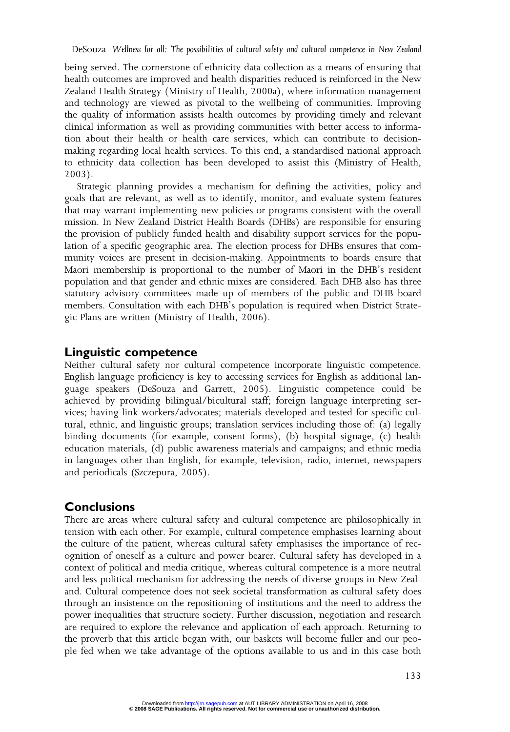being served. The cornerstone of ethnicity data collection as a means of ensuring that health outcomes are improved and health disparities reduced is reinforced in the New Zealand Health Strategy (Ministry of Health, 2000a), where information management and technology are viewed as pivotal to the wellbeing of communities. Improving the quality of information assists health outcomes by providing timely and relevant clinical information as well as providing communities with better access to information about their health or health care services, which can contribute to decision-making regarding local health services. To this end, a standardised national approach to ethnicity data collection has been developed to assist this (Ministry of Health, 2003).

Strategic planning provides a mechanism for defining the activities, policy and goals that are relevant, as well as to identify, monitor, and evaluate system features that may warrant implementing new policies or programs consistent with the overall mission. In New Zealand District Health Boards (DHBs) are responsible for ensuring the provision of publicly funded health and disability support services for the population of a specific geographic area. The election process for DHBs ensures that community voices are present in decision-making. Appointments to boards ensure that Maori membership is proportional to the number of Maori in the DHB's resident population and that gender and ethnic mixes are considered. Each DHB also has three statutory advisory committees made up of members of the public and DHB board members. Consultation with each DHB's population is required when District Strategic Plans are written (Ministry of Health, 2006).

## Linguistic competence

Neither cultural safety nor cultural competence incorporate linguistic competence. English language proficiency is key to accessing services for English as additional language speakers (DeSouza and Garrett, 2005). Linguistic competence could be achieved by providing bilingual/bicultural staff; foreign language interpreting services; having link workers/advocates; materials developed and tested for specific cultural, ethnic, and linguistic groups; translation services including those of: (a) legally binding documents (for example, consent forms), (b) hospital signage, (c) health education materials, (d) public awareness materials and campaigns; and ethnic media in languages other than English, for example, television, radio, internet, newspapers and periodicals (Szczepura, 2005).

## Conclusions

There are areas where cultural safety and cultural competence are philosophically in tension with each other. For example, cultural competence emphasises learning about the culture of the patient, whereas cultural safety emphasises the importance of recognition of oneself as a culture and power bearer. Cultural safety has developed in a context of political and media critique, whereas cultural competence is a more neutral and less political mechanism for addressing the needs of diverse groups in New Zealand. Cultural competence does not seek societal transformation as cultural safety does through an insistence on the repositioning of institutions and the need to address the power inequalities that structure society. Further discussion, negotiation and research are required to explore the relevance and application of each approach. Returning to the proverb that this article began with, our baskets will become fuller and our people fed when we take advantage of the options available to us and in this case both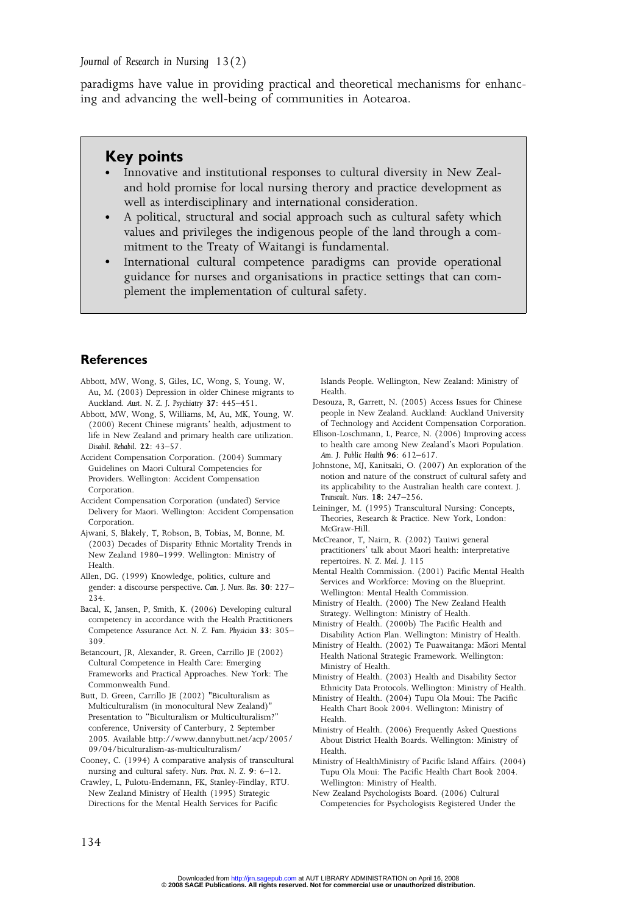paradigms have value in providing practical and theoretical mechanisms for enhancing and advancing the well-being of communities in Aotearoa.

## Key points

- Innovative and institutional responses to cultural diversity in New Zealand hold promise for local nursing therory and practice development as well as interdisciplinary and international consideration.
- A political, structural and social approach such as cultural safety which values and privileges the indigenous people of the land through a commitment to the Treaty of Waitangi is fundamental.
- International cultural competence paradigms can provide operational guidance for nurses and organisations in practice settings that can complement the implementation of cultural safety.

## References

Abbott, MW, Wong, S, Giles, LC, Wong, S, Young, W, Au, M. (2003) Depression in older Chinese migrants to Auckland. *Aust. N. Z. J. Psychiatry* **37**: 445–451.

Abbott, MW, Wong, S, Williams, M, Au, MK, Young, W. (2000) Recent Chinese migrants' health, adjustment to life in New Zealand and primary health care utilization. *Disabil. Rehabil.* **22**: 43–57.

Accident Compensation Corporation. (2004) Summary Guidelines on Maori Cultural Competencies for Providers. Wellington: Accident Compensation Corporation.

Accident Compensation Corporation (undated) Service Delivery for Maori. Wellington: Accident Compensation Corporation.

Ajwani, S, Blakely, T, Robson, B, Tobias, M, Bonne, M. (2003) Decades of Disparity Ethnic Mortality Trends in New Zealand 1980–1999. Wellington: Ministry of Health.

Allen, DG. (1999) Knowledge, politics, culture and gender: a discourse perspective. *Can. J. Nurs. Res.* **30**: 227–234.

Bacal, K, Jansen, P, Smith, K. (2006) Developing cultural competency in accordance with the Health Practitioners Competence Assurance Act. *N. Z. Fam. Physician* **33**: 305–309.

Betancourt, JR, Alexander, R. Green, Carrillo JE (2002) Cultural Competence in Health Care: Emerging Frameworks and Practical Approaches. New York: The Commonwealth Fund.

Butt, D. Green, Carrillo JE (2002) "Biculturalism as Multiculturalism (in monocultural New Zealand)" Presentation to "Biculturalism or Multiculturalism?" conference, University of Canterbury, 2 September 2005. Available http://www.dannybutt.net/acp/2005/09/04/biculturalism-as-multiculturalism/

Cooney, C. (1994) A comparative analysis of transcultural nursing and cultural safety. *Nurs. Prax. N. Z.* **9**: 6–12.

Crawley, L, Pulotu-Endemann, FK, Stanley-Findlay, RTU. New Zealand Ministry of Health (1995) Strategic Directions for the Mental Health Services for Pacific Islands People. Wellington, New Zealand: Ministry of Health.

Desouza, R, Garrett, N. (2005) Access Issues for Chinese people in New Zealand. Auckland: Auckland University of Technology and Accident Compensation Corporation.

Ellison-Loschmann, L, Pearce, N. (2006) Improving access to health care among New Zealand's Maori Population. *Am. J. Public Health* **96**: 612–617.

Johnstone, MJ, Kanitsaki, O. (2007) An exploration of the notion and nature of the construct of cultural safety and its applicability to the Australian health care context. *J. Transcult. Nurs.* **18**: 247–256.

Leininger, M. (1995) Transcultural Nursing: Concepts, Theories, Research & Practice. New York, London: McGraw-Hill.

McCreanor, T, Nairn, R. (2002) Tauiwi general practitioners' talk about Maori health: interpretative repertoires. *N. Z. Med. J.* 115

Mental Health Commission. (2001) Pacific Mental Health Services and Workforce: Moving on the Blueprint. Wellington: Mental Health Commission.

Ministry of Health. (2000) The New Zealand Health Strategy. Wellington: Ministry of Health.

Ministry of Health. (2000b) The Pacific Health and Disability Action Plan. Wellington: Ministry of Health.

Ministry of Health. (2002) Te Puawaitanga: Māori Mental Health National Strategic Framework. Wellington: Ministry of Health.

Ministry of Health. (2003) Health and Disability Sector Ethnicity Data Protocols. Wellington: Ministry of Health.

Ministry of Health. (2004) Tupu Ola Moui: The Pacific Health Chart Book 2004. Wellington: Ministry of Health.

Ministry of Health. (2006) Frequently Asked Questions About District Health Boards. Wellington: Ministry of Health.

Ministry of HealthMinistry of Pacific Island Affairs. (2004) Tupu Ola Moui: The Pacific Health Chart Book 2004. Wellington: Ministry of Health.

New Zealand Psychologists Board. (2006) Cultural Competencies for Psychologists Registered Under the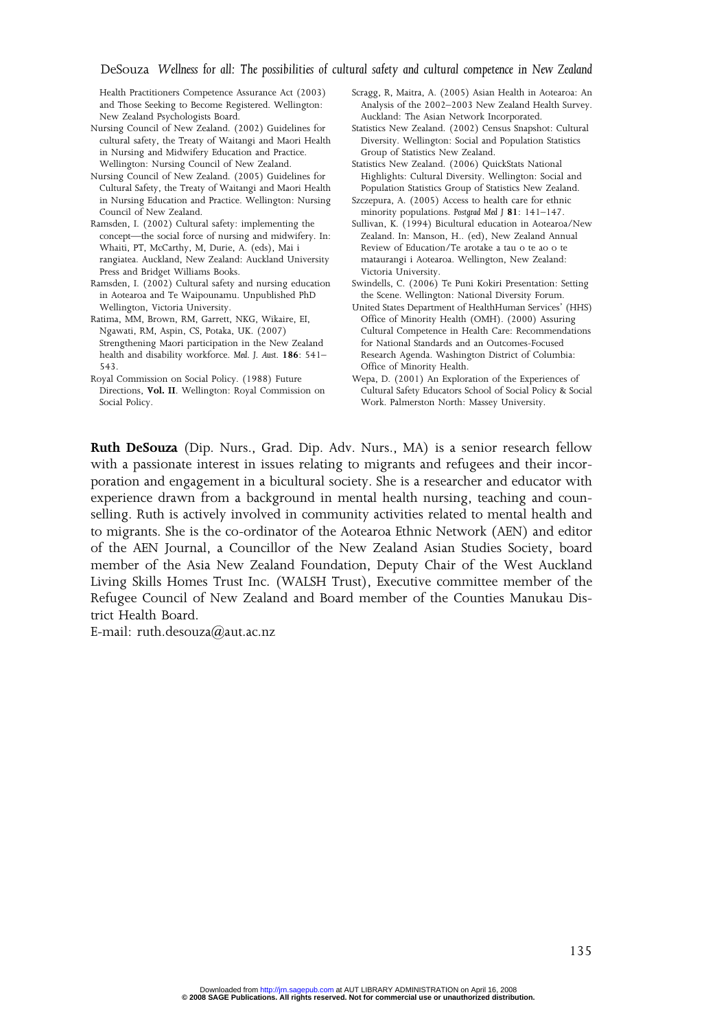Health Practitioners Competence Assurance Act (2003) and Those Seeking to Become Registered. Wellington: New Zealand Psychologists Board.

Nursing Council of New Zealand. (2002) Guidelines for cultural safety, the Treaty of Waitangi and Maori Health in Nursing and Midwifery Education and Practice. Wellington: Nursing Council of New Zealand.

Nursing Council of New Zealand. (2005) Guidelines for Cultural Safety, the Treaty of Waitangi and Maori Health in Nursing Education and Practice. Wellington: Nursing Council of New Zealand.

Ramsden, I. (2002) Cultural safety: implementing the concept—the social force of nursing and midwifery. In: Whaiti, PT, McCarthy, M, Durie, A. (eds), Mai i rangiatea. Auckland, New Zealand: Auckland University Press and Bridget Williams Books.

Ramsden, I. (2002) Cultural safety and nursing education in Aotearoa and Te Waipounamu. Unpublished PhD Wellington, Victoria University.

Ratima, MM, Brown, RM, Garrett, NKG, Wikaire, EI, Ngawati, RM, Aspin, CS, Potaka, UK. (2007) Strengthening Maori participation in the New Zealand health and disability workforce. *Med. J. Aust.* **186**: 541–543.

Royal Commission on Social Policy. (1988) Future Directions, **Vol. II**. Wellington: Royal Commission on Social Policy.

Scragg, R, Maitra, A. (2005) Asian Health in Aotearoa: An Analysis of the 2002–2003 New Zealand Health Survey. Auckland: The Asian Network Incorporated.

Statistics New Zealand. (2002) Census Snapshot: Cultural Diversity. Wellington: Social and Population Statistics Group of Statistics New Zealand.

Statistics New Zealand. (2006) QuickStats National Highlights: Cultural Diversity. Wellington: Social and Population Statistics Group of Statistics New Zealand.

Szczepura, A. (2005) Access to health care for ethnic minority populations. *Postgrad Med J* **81**: 141–147.

Sullivan, K. (1994) Bicultural education in Aotearoa/New Zealand. In: Manson, H.. (ed), New Zealand Annual Review of Education/Te arotake a tau o te ao o te matauranga i Aotearoa. Wellington, New Zealand: Victoria University.

Swindells, C. (2006) Te Puni Kokiri Presentation: Setting the Scene. Wellington: National Diversity Forum.

United States Department of HealthHuman Services' (HHS) Office of Minority Health (OMH). (2000) Assuring Cultural Competence in Health Care: Recommendations for National Standards and an Outcomes-Focused Research Agenda. Washington District of Columbia: Office of Minority Health.

Wepa, D. (2001) An Exploration of the Experiences of Cultural Safety Educators School of Social Policy & Social Work. Palmerston North: Massey University.

**Ruth DeSouza** (Dip. Nurs., Grad. Dip. Adv. Nurs., MA) is a senior research fellow with a passionate interest in issues relating to migrants and refugees and their incorporation and engagement in a bicultural society. She is a researcher and educator with experience drawn from a background in mental health nursing, teaching and counselling. Ruth is actively involved in community activities related to mental health and to migrants. She is the co-ordinator of the Aotearoa Ethnic Network (AEN) and editor of the AEN Journal, a Councillor of the New Zealand Asian Studies Society, board member of the Asia New Zealand Foundation, Deputy Chair of the West Auckland Living Skills Homes Trust Inc. (WALSH Trust), Executive committee member of the Refugee Council of New Zealand and Board member of the Counties Manukau District Health Board.
E-mail: ruth.desouza@aut.ac.nz